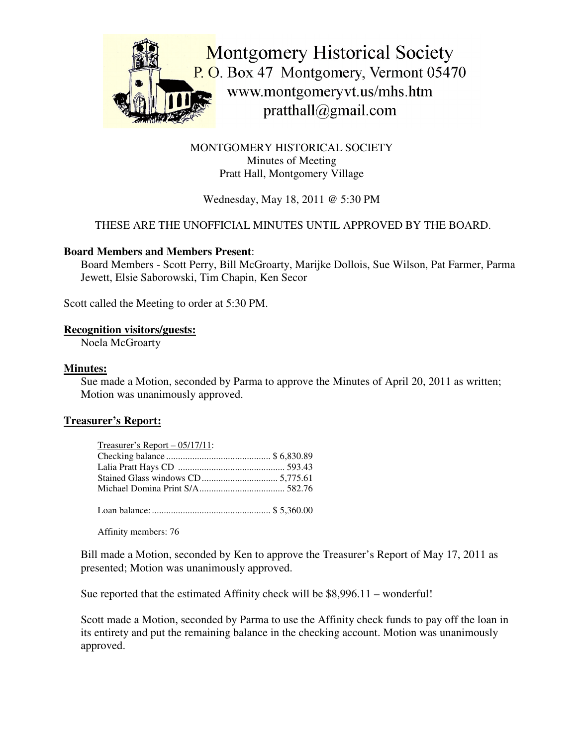Montgomery Historical Society
P. O. Box 47 Montgomery, Vermont 05470
www.montgomeryvt.us/mhs.htm
pratthall@gmail.com

MONTGOMERY HISTORICAL SOCIETY
Minutes of Meeting
Pratt Hall, Montgomery Village

Wednesday, May 18, 2011 @ 5:30 PM

THESE ARE THE UNOFFICIAL MINUTES UNTIL APPROVED BY THE BOARD.

**Board Members and Members Present**:

Board Members - Scott Perry, Bill McGroarty, Marijke Dollois, Sue Wilson, Pat Farmer, Parma Jewett, Elsie Saborowski, Tim Chapin, Ken Secor

Scott called the Meeting to order at 5:30 PM.

**Recognition visitors/guests:**

Noela McGroarty

**Minutes:**

Sue made a Motion, seconded by Parma to approve the Minutes of April 20, 2011 as written; Motion was unanimously approved.

**Treasurer's Report:**

Treasurer's Report – 05/17/11:

Checking balance ............................................ $ 6,830.89
Lalia Pratt Hays CD ............................................ 593.43
Stained Glass windows CD ................................ 5,775.61
Michael Domina Print S/A.................................... 582.76

Loan balance: .................................................. $ 5,360.00

Affinity members: 76

Bill made a Motion, seconded by Ken to approve the Treasurer's Report of May 17, 2011 as presented; Motion was unanimously approved.

Sue reported that the estimated Affinity check will be $8,996.11 – wonderful!

Scott made a Motion, seconded by Parma to use the Affinity check funds to pay off the loan in its entirety and put the remaining balance in the checking account. Motion was unanimously approved.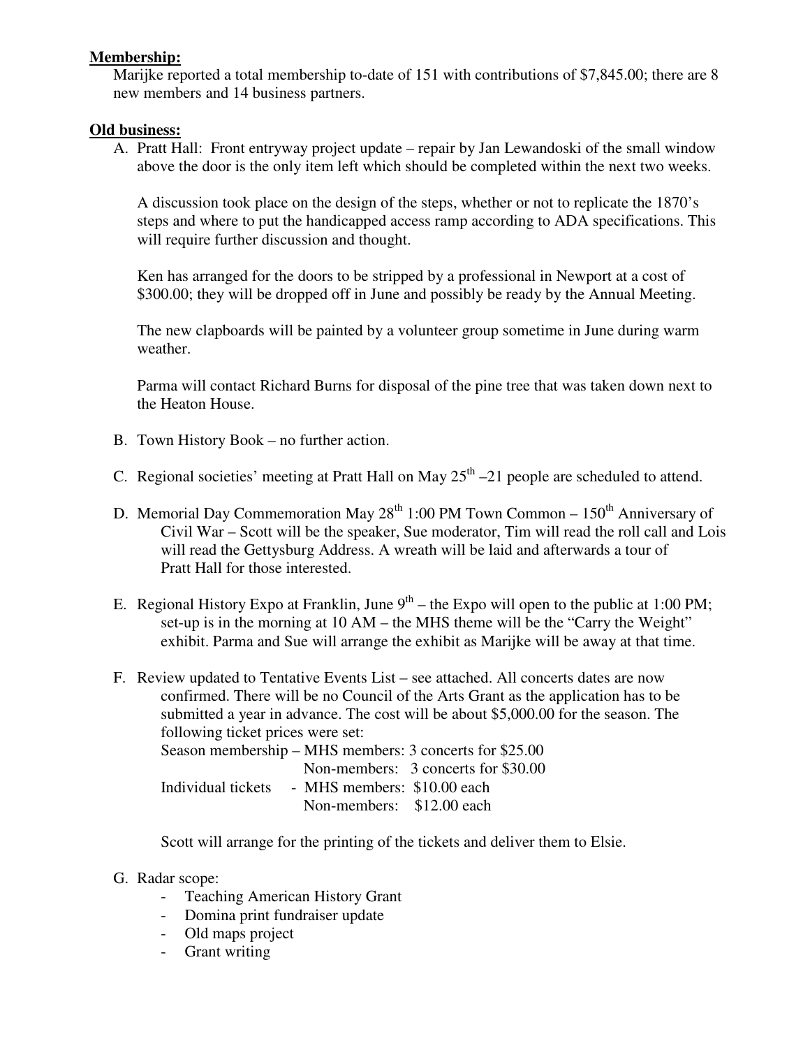**Membership:**

Marijke reported a total membership to-date of 151 with contributions of $7,845.00; there are 8 new members and 14 business partners.

**Old business:**

A. Pratt Hall: Front entryway project update – repair by Jan Lewandoski of the small window above the door is the only item left which should be completed within the next two weeks.

   A discussion took place on the design of the steps, whether or not to replicate the 1870's steps and where to put the handicapped access ramp according to ADA specifications. This will require further discussion and thought.

   Ken has arranged for the doors to be stripped by a professional in Newport at a cost of $300.00; they will be dropped off in June and possibly be ready by the Annual Meeting.

   The new clapboards will be painted by a volunteer group sometime in June during warm weather.

   Parma will contact Richard Burns for disposal of the pine tree that was taken down next to the Heaton House.

B. Town History Book – no further action.

C. Regional societies' meeting at Pratt Hall on May 25th –21 people are scheduled to attend.

D. Memorial Day Commemoration May 28th 1:00 PM Town Common – 150th Anniversary of Civil War – Scott will be the speaker, Sue moderator, Tim will read the roll call and Lois will read the Gettysburg Address. A wreath will be laid and afterwards a tour of Pratt Hall for those interested.

E. Regional History Expo at Franklin, June 9th – the Expo will open to the public at 1:00 PM; set-up is in the morning at 10 AM – the MHS theme will be the "Carry the Weight" exhibit. Parma and Sue will arrange the exhibit as Marijke will be away at that time.

F. Review updated to Tentative Events List – see attached. All concerts dates are now confirmed. There will be no Council of the Arts Grant as the application has to be submitted a year in advance. The cost will be about $5,000.00 for the season. The following ticket prices were set:

   Season membership – MHS members: 3 concerts for $25.00
   Non-members: 3 concerts for $30.00
   Individual tickets - MHS members: $10.00 each
   Non-members: $12.00 each

   Scott will arrange for the printing of the tickets and deliver them to Elsie.

G. Radar scope:
   - Teaching American History Grant
   - Domina print fundraiser update
   - Old maps project
   - Grant writing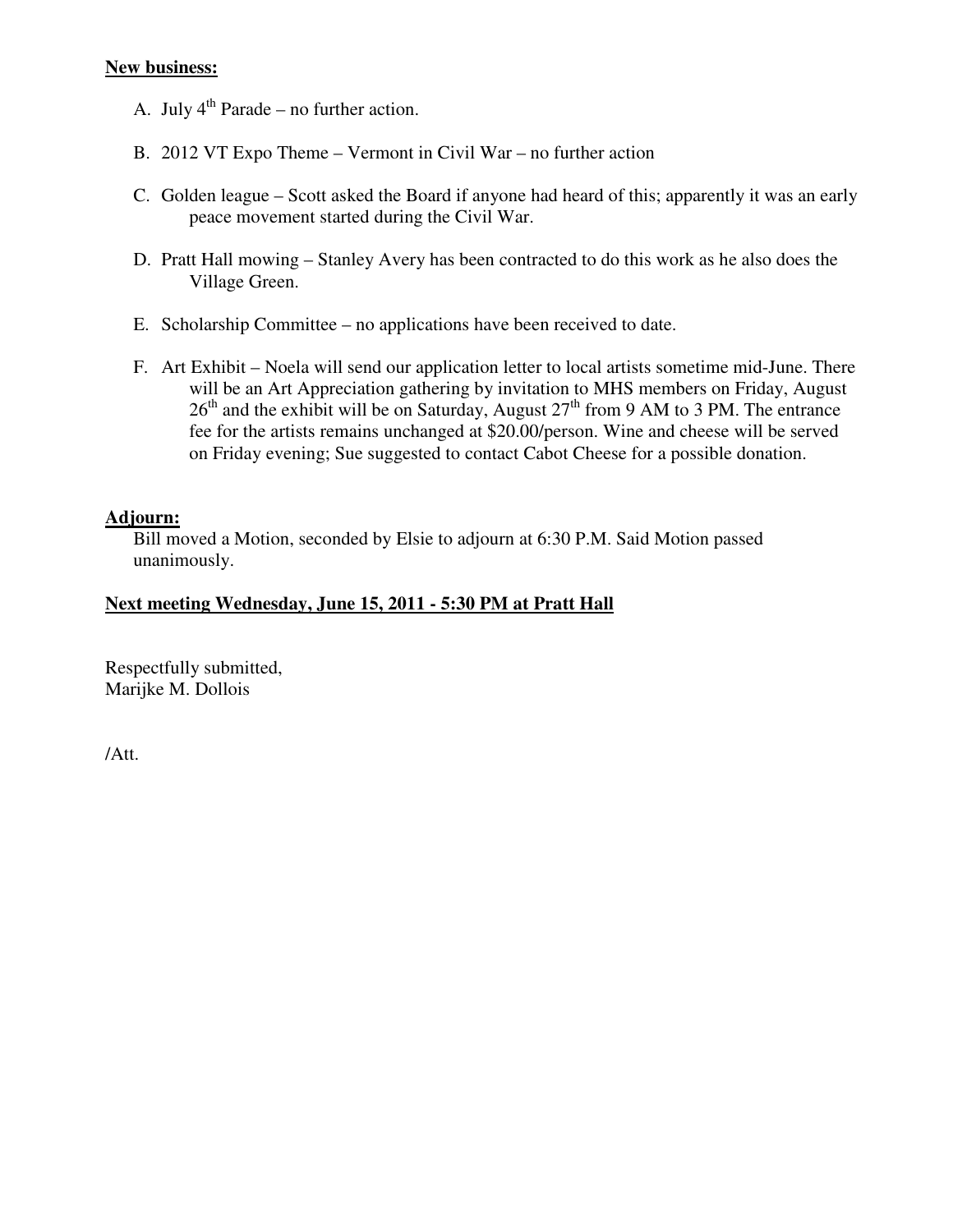**New business:**

A. July 4th Parade – no further action.

B. 2012 VT Expo Theme – Vermont in Civil War – no further action

C. Golden league – Scott asked the Board if anyone had heard of this; apparently it was an early peace movement started during the Civil War.

D. Pratt Hall mowing – Stanley Avery has been contracted to do this work as he also does the Village Green.

E. Scholarship Committee – no applications have been received to date.

F. Art Exhibit – Noela will send our application letter to local artists sometime mid-June. There will be an Art Appreciation gathering by invitation to MHS members on Friday, August 26th and the exhibit will be on Saturday, August 27th from 9 AM to 3 PM. The entrance fee for the artists remains unchanged at $20.00/person. Wine and cheese will be served on Friday evening; Sue suggested to contact Cabot Cheese for a possible donation.

**Adjourn:**

Bill moved a Motion, seconded by Elsie to adjourn at 6:30 P.M. Said Motion passed unanimously.

**Next meeting Wednesday, June 15, 2011 - 5:30 PM at Pratt Hall**

Respectfully submitted,
Marijke M. Dollois

/Att.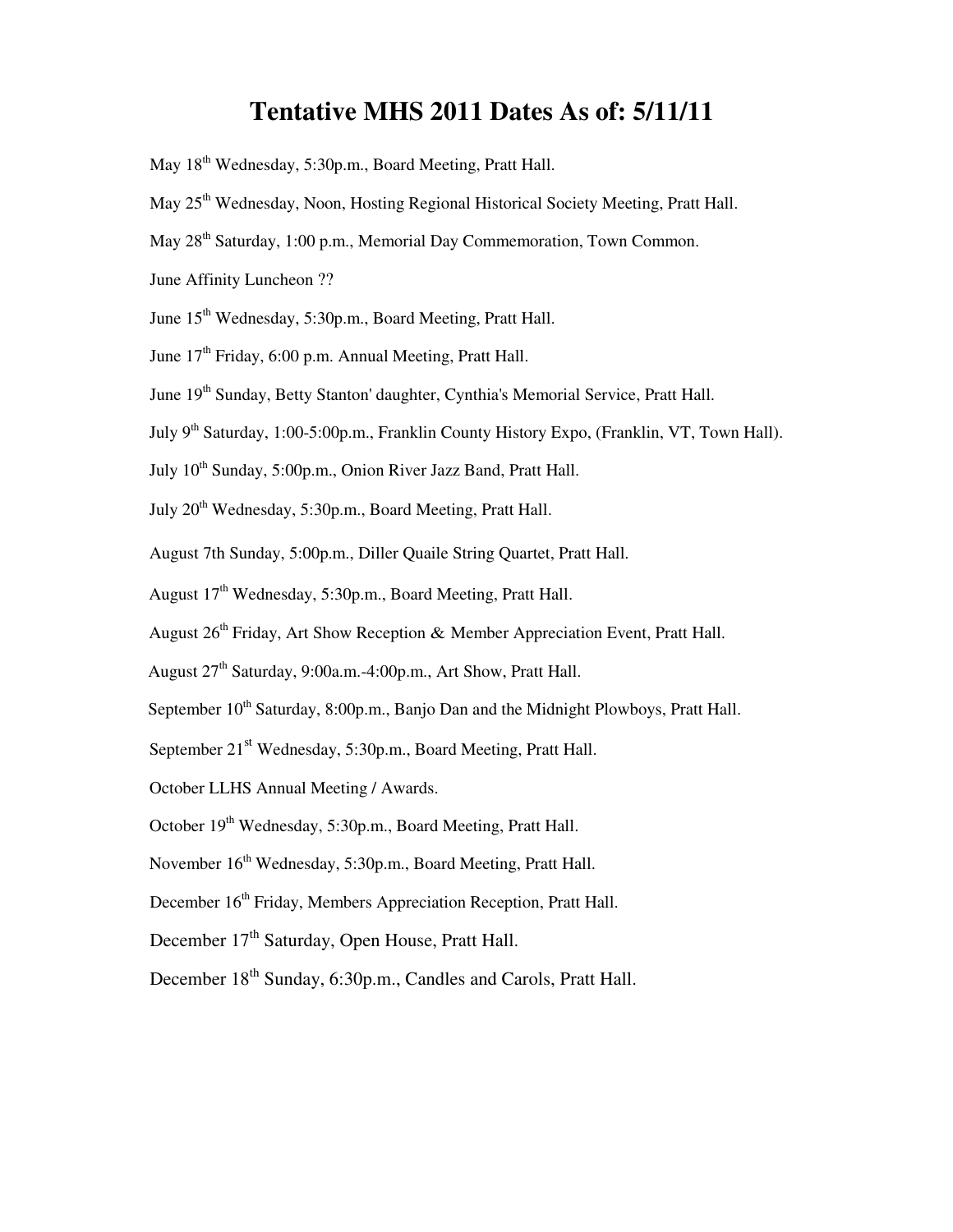# Tentative MHS 2011 Dates As of: 5/11/11

May 18th Wednesday, 5:30p.m., Board Meeting, Pratt Hall.

May 25th Wednesday, Noon, Hosting Regional Historical Society Meeting, Pratt Hall.

May 28th Saturday, 1:00 p.m., Memorial Day Commemoration, Town Common.

June Affinity Luncheon ??

June 15th Wednesday, 5:30p.m., Board Meeting, Pratt Hall.

June 17th Friday, 6:00 p.m. Annual Meeting, Pratt Hall.

June 19th Sunday, Betty Stanton' daughter, Cynthia's Memorial Service, Pratt Hall.

July 9th Saturday, 1:00-5:00p.m., Franklin County History Expo, (Franklin, VT, Town Hall).

July 10th Sunday, 5:00p.m., Onion River Jazz Band, Pratt Hall.

July 20th Wednesday, 5:30p.m., Board Meeting, Pratt Hall.

August 7th Sunday, 5:00p.m., Diller Quaile String Quartet, Pratt Hall.

August 17th Wednesday, 5:30p.m., Board Meeting, Pratt Hall.

August 26th Friday, Art Show Reception & Member Appreciation Event, Pratt Hall.

August 27th Saturday, 9:00a.m.-4:00p.m., Art Show, Pratt Hall.

September 10th Saturday, 8:00p.m., Banjo Dan and the Midnight Plowboys, Pratt Hall.

September 21st Wednesday, 5:30p.m., Board Meeting, Pratt Hall.

October LLHS Annual Meeting / Awards.

October 19th Wednesday, 5:30p.m., Board Meeting, Pratt Hall.

November 16th Wednesday, 5:30p.m., Board Meeting, Pratt Hall.

December 16th Friday, Members Appreciation Reception, Pratt Hall.

December 17th Saturday, Open House, Pratt Hall.

December 18th Sunday, 6:30p.m., Candles and Carols, Pratt Hall.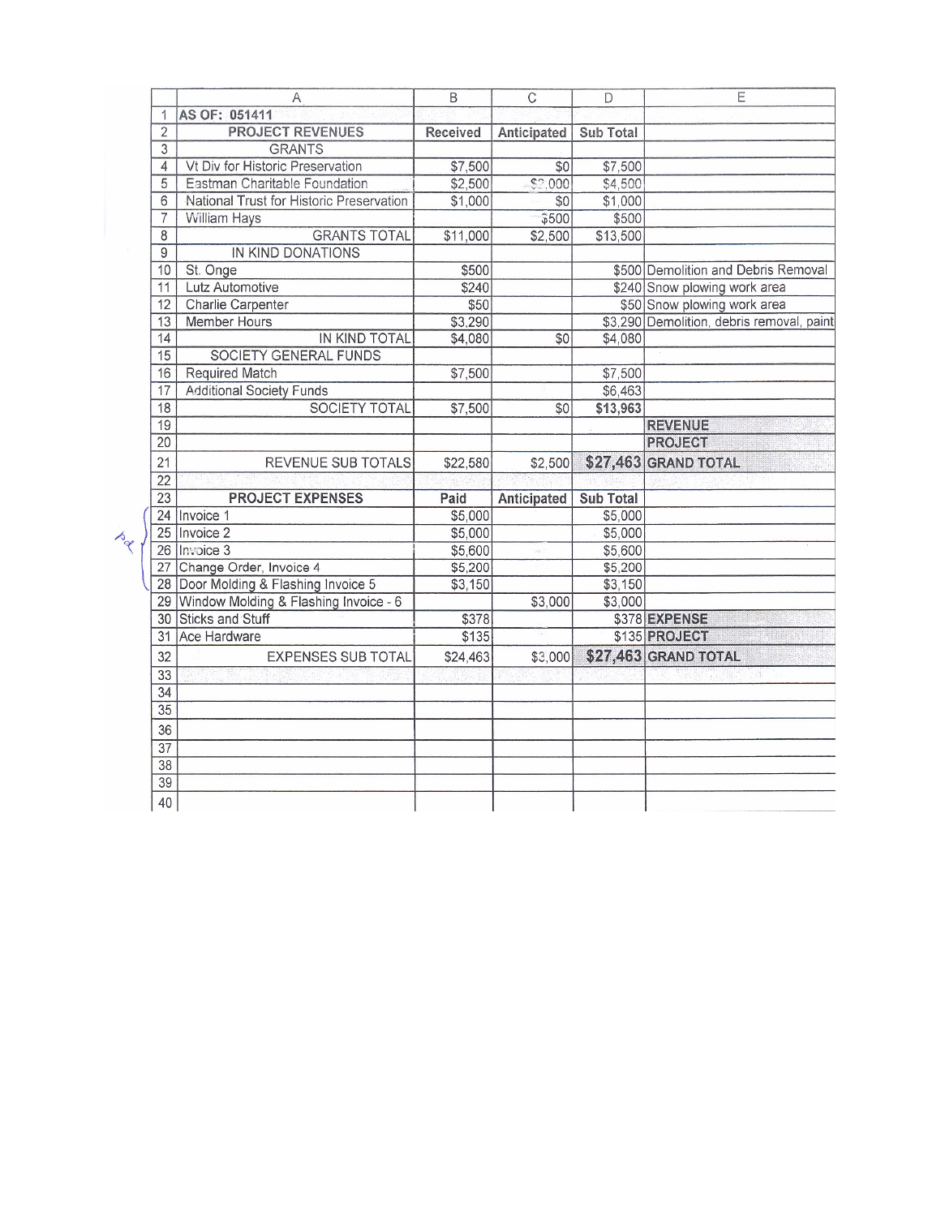| | A | B | C | D | E |
|---|---|---|---|---|---|
| 1 | **AS OF: 051411** | | | | |
| 2 | **PROJECT REVENUES** | **Received** | **Anticipated** | **Sub Total** | |
| 3 | GRANTS | | | | |
| 4 | Vt Div for Historic Preservation | $7,500 | $0 | $7,500 | |
| 5 | Eastman Charitable Foundation | $2,500 | $2,000 | $4,500 | |
| 6 | National Trust for Historic Preservation | $1,000 | $0 | $1,000 | |
| 7 | William Hays | | $500 | $500 | |
| 8 | GRANTS TOTAL | $11,000 | $2,500 | $13,500 | |
| 9 | IN KIND DONATIONS | | | | |
| 10 | St. Onge | $500 | | $500 | Demolition and Debris Removal |
| 11 | Lutz Automotive | $240 | | $240 | Snow plowing work area |
| 12 | Charlie Carpenter | $50 | | $50 | Snow plowing work area |
| 13 | Member Hours | $3,290 | | $3,290 | Demolition, debris removal, paint |
| 14 | IN KIND TOTAL | $4,080 | $0 | $4,080 | |
| 15 | SOCIETY GENERAL FUNDS | | | | |
| 16 | Required Match | $7,500 | | $7,500 | |
| 17 | Additional Society Funds | | | $6,463 | |
| 18 | SOCIETY TOTAL | $7,500 | $0 | **$13,963** | |
| 19 | | | | | **REVENUE** |
| 20 | | | | | **PROJECT** |
| 21 | REVENUE SUB TOTALS | $22,580 | $2,500 | **$27,463** | **GRAND TOTAL** |
| 22 | | | | | |
| 23 | **PROJECT EXPENSES** | **Paid** | **Anticipated** | **Sub Total** | |
| 24 | Invoice 1 | $5,000 | | $5,000 | |
| 25 | Invoice 2 | $5,000 | | $5,000 | |
| 26 | Invoice 3 | $5,600 | | $5,600 | |
| 27 | Change Order, Invoice 4 | $5,200 | | $5,200 | |
| 28 | Door Molding & Flashing Invoice 5 | $3,150 | | $3,150 | |
| 29 | Window Molding & Flashing Invoice - 6 | | $3,000 | $3,000 | |
| 30 | Sticks and Stuff | $378 | | $378 | **EXPENSE** |
| 31 | Ace Hardware | $135 | | $135 | **PROJECT** |
| 32 | EXPENSES SUB TOTAL | $24,463 | $3,000 | **$27,463** | **GRAND TOTAL** |
| 33 | | | | | |
| 34 | | | | | |
| 35 | | | | | |
| 36 | | | | | |
| 37 | | | | | |
| 38 | | | | | |
| 39 | | | | | |
| 40 | | | | | |

Pd